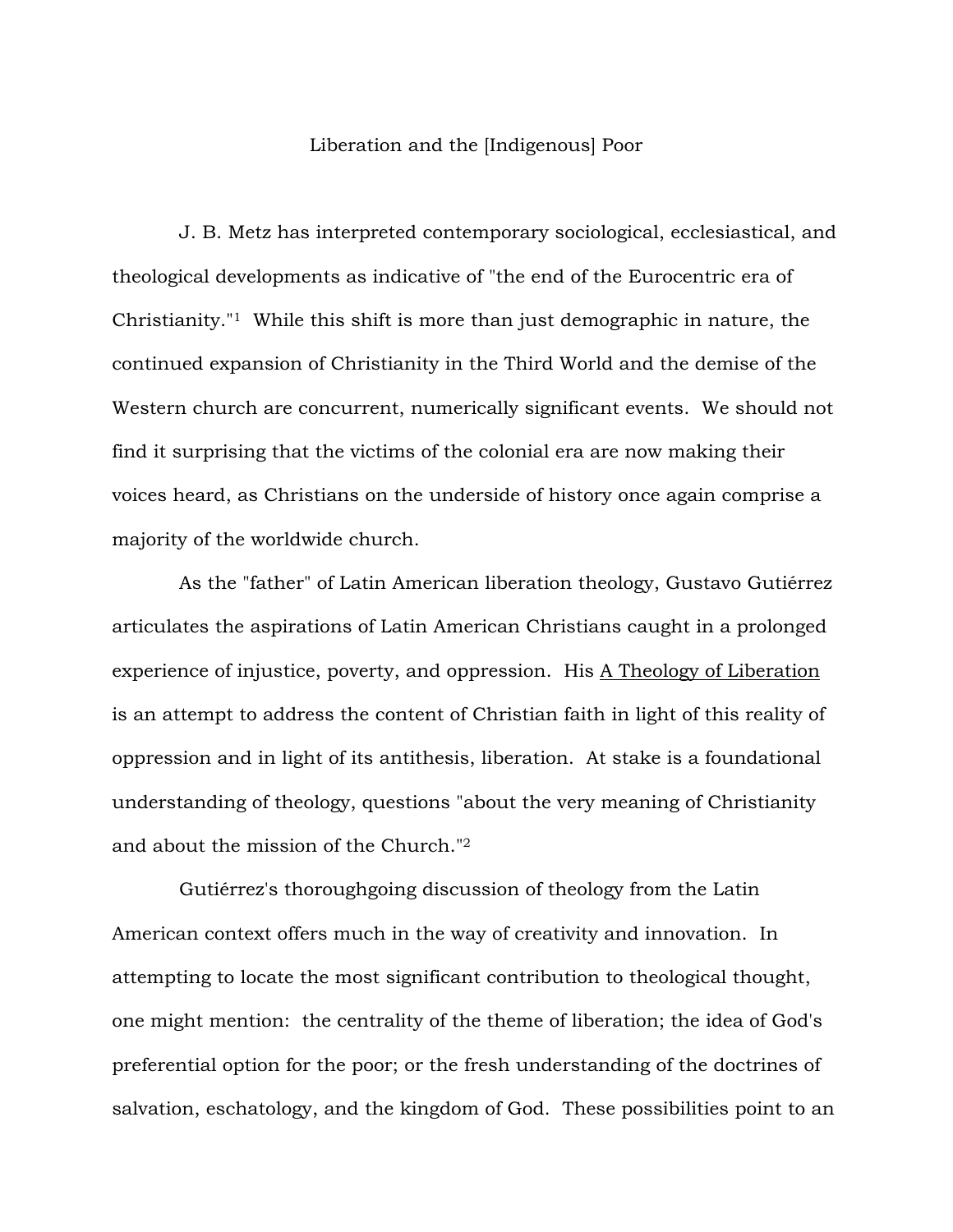# Liberation and the [Indigenous] Poor

J. B. Metz has interpreted contemporary sociological, ecclesiastical, and theological developments as indicative of "the end of the Eurocentric era of Christianity."[1] While this shift is more than just demographic in nature, the continued expansion of Christianity in the Third World and the demise of the Western church are concurrent, numerically significant events. We should not find it surprising that the victims of the colonial era are now making their voices heard, as Christians on the underside of history once again comprise a majority of the worldwide church.

As the "father" of Latin American liberation theology, Gustavo Gutiérrez articulates the aspirations of Latin American Christians caught in a prolonged experience of injustice, poverty, and oppression. His <u>A Theology of Liberation</u> is an attempt to address the content of Christian faith in light of this reality of oppression and in light of its antithesis, liberation. At stake is a foundational understanding of theology, questions "about the very meaning of Christianity and about the mission of the Church."[2]

Gutiérrez's thoroughgoing discussion of theology from the Latin American context offers much in the way of creativity and innovation. In attempting to locate the most significant contribution to theological thought, one might mention: the centrality of the theme of liberation; the idea of God's preferential option for the poor; or the fresh understanding of the doctrines of salvation, eschatology, and the kingdom of God. These possibilities point to an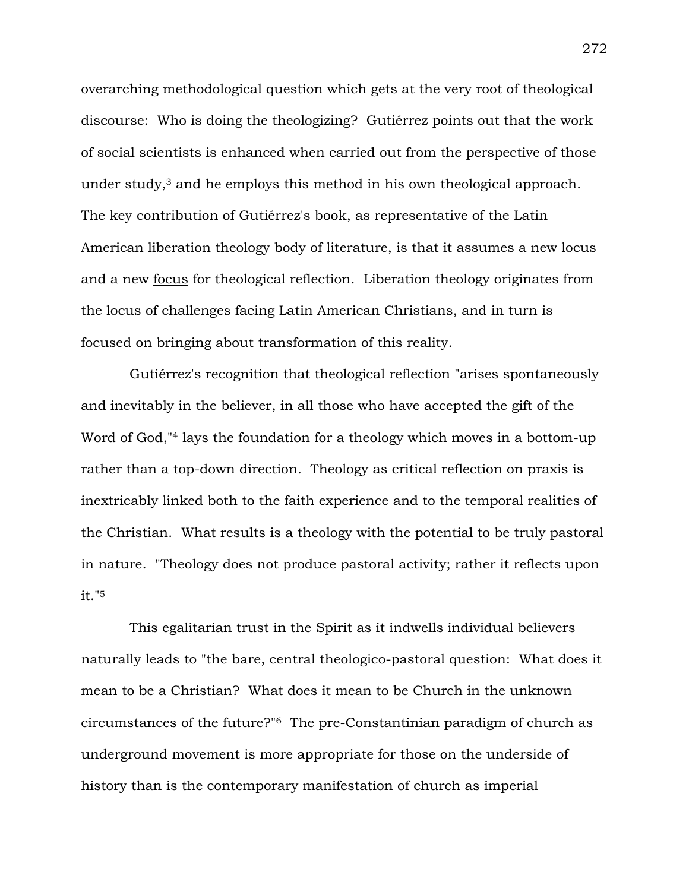overarching methodological question which gets at the very root of theological discourse: Who is doing the theologizing? Gutiérrez points out that the work of social scientists is enhanced when carried out from the perspective of those under study,[3] and he employs this method in his own theological approach. The key contribution of Gutiérrez's book, as representative of the Latin American liberation theology body of literature, is that it assumes a new locus and a new focus for theological reflection. Liberation theology originates from the locus of challenges facing Latin American Christians, and in turn is focused on bringing about transformation of this reality.

Gutiérrez's recognition that theological reflection "arises spontaneously and inevitably in the believer, in all those who have accepted the gift of the Word of God,"[4] lays the foundation for a theology which moves in a bottom-up rather than a top-down direction. Theology as critical reflection on praxis is inextricably linked both to the faith experience and to the temporal realities of the Christian. What results is a theology with the potential to be truly pastoral in nature. "Theology does not produce pastoral activity; rather it reflects upon it."[5]

This egalitarian trust in the Spirit as it indwells individual believers naturally leads to "the bare, central theologico-pastoral question: What does it mean to be a Christian? What does it mean to be Church in the unknown circumstances of the future?"[6] The pre-Constantinian paradigm of church as underground movement is more appropriate for those on the underside of history than is the contemporary manifestation of church as imperial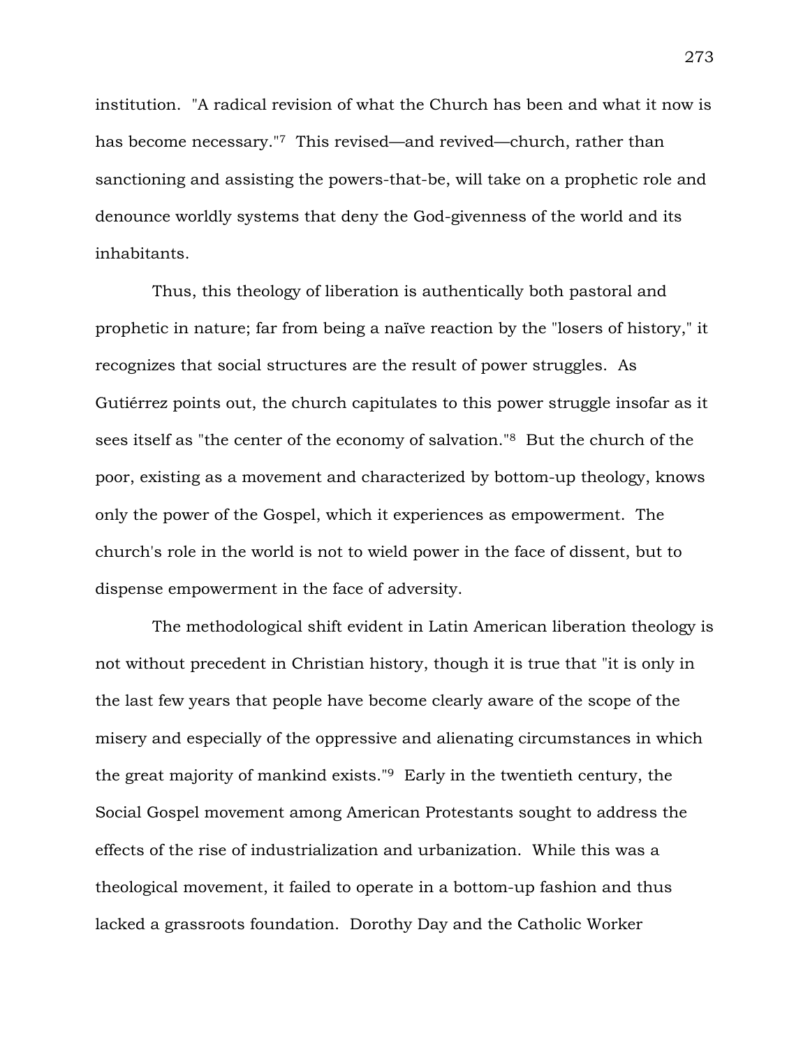institution. "A radical revision of what the Church has been and what it now is has become necessary."[7] This revised—and revived—church, rather than sanctioning and assisting the powers-that-be, will take on a prophetic role and denounce worldly systems that deny the God-givenness of the world and its inhabitants.

Thus, this theology of liberation is authentically both pastoral and prophetic in nature; far from being a naïve reaction by the "losers of history," it recognizes that social structures are the result of power struggles. As Gutiérrez points out, the church capitulates to this power struggle insofar as it sees itself as "the center of the economy of salvation."[8] But the church of the poor, existing as a movement and characterized by bottom-up theology, knows only the power of the Gospel, which it experiences as empowerment. The church's role in the world is not to wield power in the face of dissent, but to dispense empowerment in the face of adversity.

The methodological shift evident in Latin American liberation theology is not without precedent in Christian history, though it is true that "it is only in the last few years that people have become clearly aware of the scope of the misery and especially of the oppressive and alienating circumstances in which the great majority of mankind exists."[9] Early in the twentieth century, the Social Gospel movement among American Protestants sought to address the effects of the rise of industrialization and urbanization. While this was a theological movement, it failed to operate in a bottom-up fashion and thus lacked a grassroots foundation. Dorothy Day and the Catholic Worker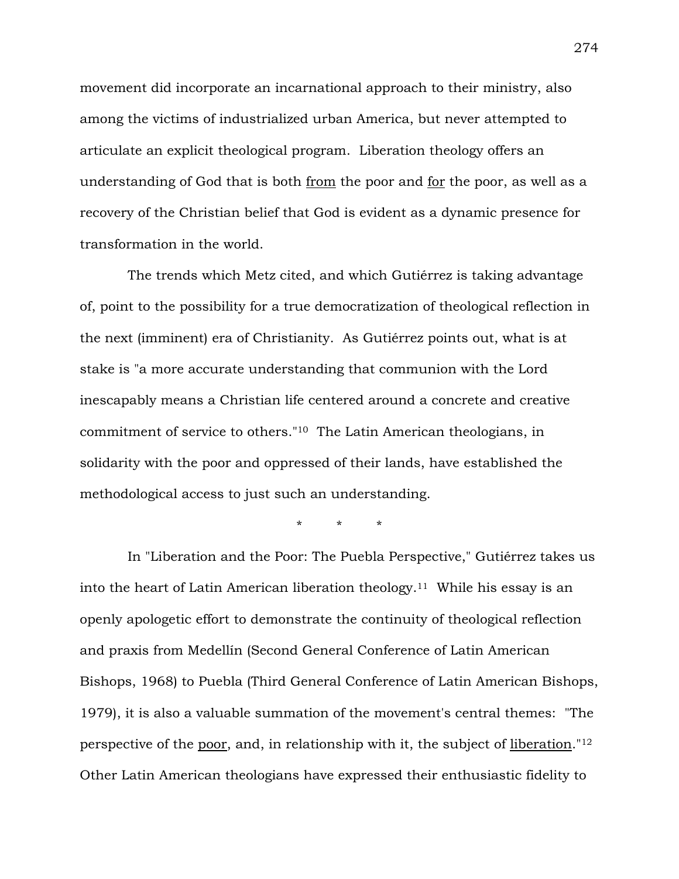movement did incorporate an incarnational approach to their ministry, also among the victims of industrialized urban America, but never attempted to articulate an explicit theological program. Liberation theology offers an understanding of God that is both <u>from</u> the poor and <u>for</u> the poor, as well as a recovery of the Christian belief that God is evident as a dynamic presence for transformation in the world.

The trends which Metz cited, and which Gutiérrez is taking advantage of, point to the possibility for a true democratization of theological reflection in the next (imminent) era of Christianity. As Gutiérrez points out, what is at stake is "a more accurate understanding that communion with the Lord inescapably means a Christian life centered around a concrete and creative commitment of service to others."[10] The Latin American theologians, in solidarity with the poor and oppressed of their lands, have established the methodological access to just such an understanding.

\* \* \*

In "Liberation and the Poor: The Puebla Perspective," Gutiérrez takes us into the heart of Latin American liberation theology.[11] While his essay is an openly apologetic effort to demonstrate the continuity of theological reflection and praxis from Medellín (Second General Conference of Latin American Bishops, 1968) to Puebla (Third General Conference of Latin American Bishops, 1979), it is also a valuable summation of the movement's central themes: "The perspective of the <u>poor</u>, and, in relationship with it, the subject of <u>liberation</u>."[12] Other Latin American theologians have expressed their enthusiastic fidelity to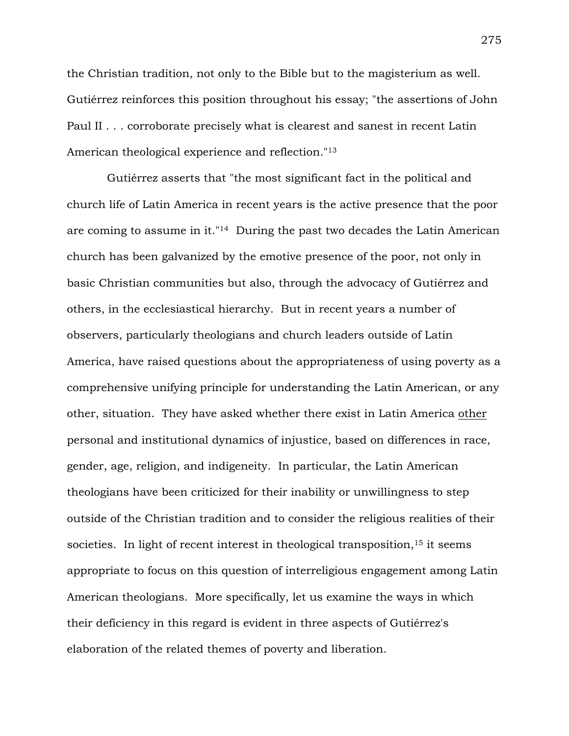the Christian tradition, not only to the Bible but to the magisterium as well. Gutiérrez reinforces this position throughout his essay; "the assertions of John Paul II . . . corroborate precisely what is clearest and sanest in recent Latin American theological experience and reflection."[13]

Gutiérrez asserts that "the most significant fact in the political and church life of Latin America in recent years is the active presence that the poor are coming to assume in it."[14] During the past two decades the Latin American church has been galvanized by the emotive presence of the poor, not only in basic Christian communities but also, through the advocacy of Gutiérrez and others, in the ecclesiastical hierarchy. But in recent years a number of observers, particularly theologians and church leaders outside of Latin America, have raised questions about the appropriateness of using poverty as a comprehensive unifying principle for understanding the Latin American, or any other, situation. They have asked whether there exist in Latin America <u>other</u> personal and institutional dynamics of injustice, based on differences in race, gender, age, religion, and indigeneity. In particular, the Latin American theologians have been criticized for their inability or unwillingness to step outside of the Christian tradition and to consider the religious realities of their societies. In light of recent interest in theological transposition,[15] it seems appropriate to focus on this question of interreligious engagement among Latin American theologians. More specifically, let us examine the ways in which their deficiency in this regard is evident in three aspects of Gutiérrez's elaboration of the related themes of poverty and liberation.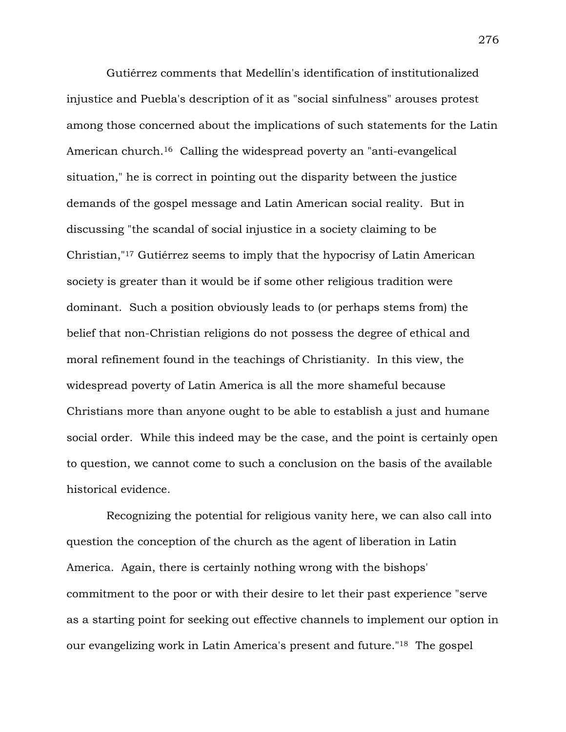Gutiérrez comments that Medellín's identification of institutionalized injustice and Puebla's description of it as "social sinfulness" arouses protest among those concerned about the implications of such statements for the Latin American church.[16] Calling the widespread poverty an "anti-evangelical situation," he is correct in pointing out the disparity between the justice demands of the gospel message and Latin American social reality. But in discussing "the scandal of social injustice in a society claiming to be Christian,"[17] Gutiérrez seems to imply that the hypocrisy of Latin American society is greater than it would be if some other religious tradition were dominant. Such a position obviously leads to (or perhaps stems from) the belief that non-Christian religions do not possess the degree of ethical and moral refinement found in the teachings of Christianity. In this view, the widespread poverty of Latin America is all the more shameful because Christians more than anyone ought to be able to establish a just and humane social order. While this indeed may be the case, and the point is certainly open to question, we cannot come to such a conclusion on the basis of the available historical evidence.

Recognizing the potential for religious vanity here, we can also call into question the conception of the church as the agent of liberation in Latin America. Again, there is certainly nothing wrong with the bishops' commitment to the poor or with their desire to let their past experience "serve as a starting point for seeking out effective channels to implement our option in our evangelizing work in Latin America's present and future."[18] The gospel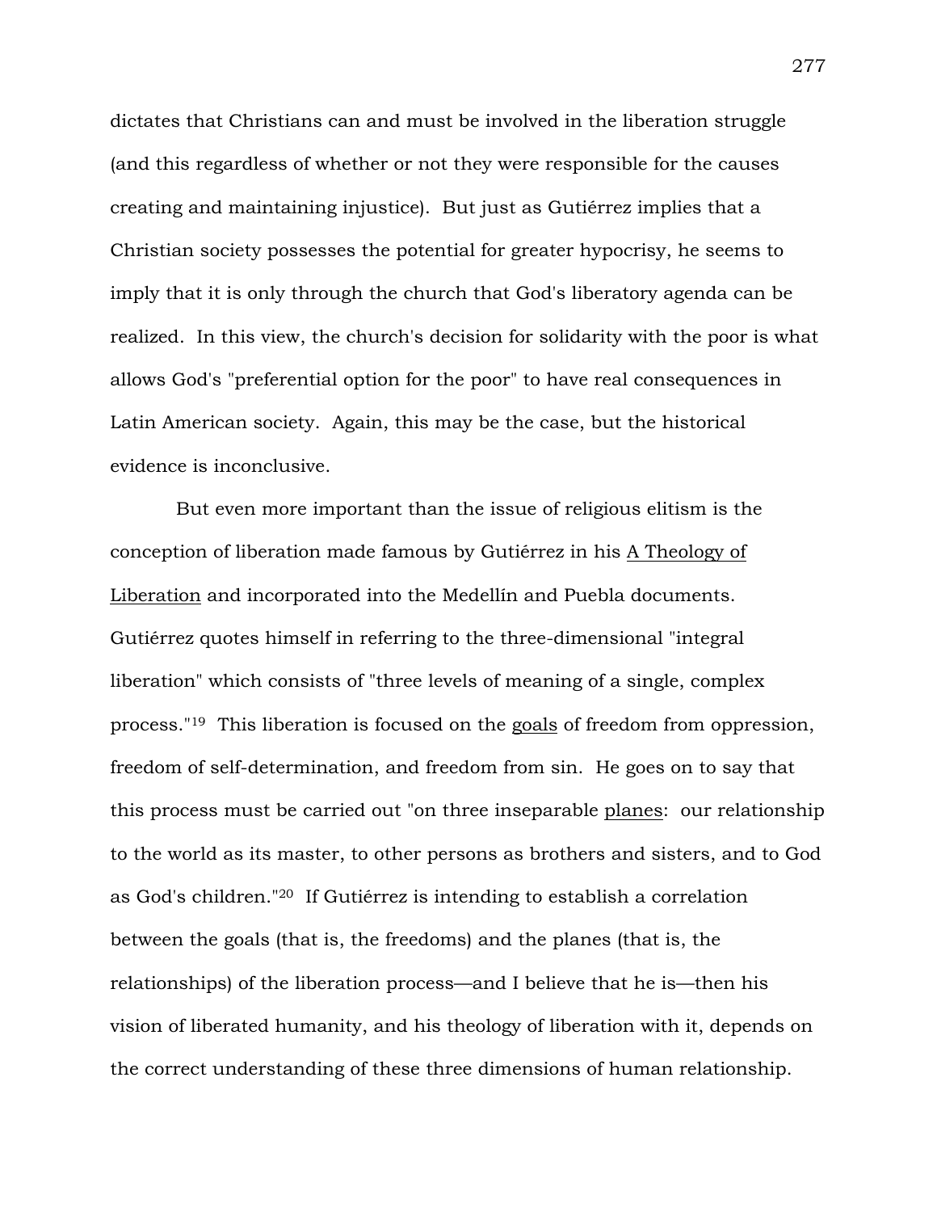dictates that Christians can and must be involved in the liberation struggle (and this regardless of whether or not they were responsible for the causes creating and maintaining injustice). But just as Gutiérrez implies that a Christian society possesses the potential for greater hypocrisy, he seems to imply that it is only through the church that God's liberatory agenda can be realized. In this view, the church's decision for solidarity with the poor is what allows God's "preferential option for the poor" to have real consequences in Latin American society. Again, this may be the case, but the historical evidence is inconclusive.

But even more important than the issue of religious elitism is the conception of liberation made famous by Gutiérrez in his <u>A Theology of Liberation</u> and incorporated into the Medellín and Puebla documents. Gutiérrez quotes himself in referring to the three-dimensional "integral liberation" which consists of "three levels of meaning of a single, complex process."[19] This liberation is focused on the <u>goals</u> of freedom from oppression, freedom of self-determination, and freedom from sin. He goes on to say that this process must be carried out "on three inseparable <u>planes</u>: our relationship to the world as its master, to other persons as brothers and sisters, and to God as God's children."[20] If Gutiérrez is intending to establish a correlation between the goals (that is, the freedoms) and the planes (that is, the relationships) of the liberation process—and I believe that he is—then his vision of liberated humanity, and his theology of liberation with it, depends on the correct understanding of these three dimensions of human relationship.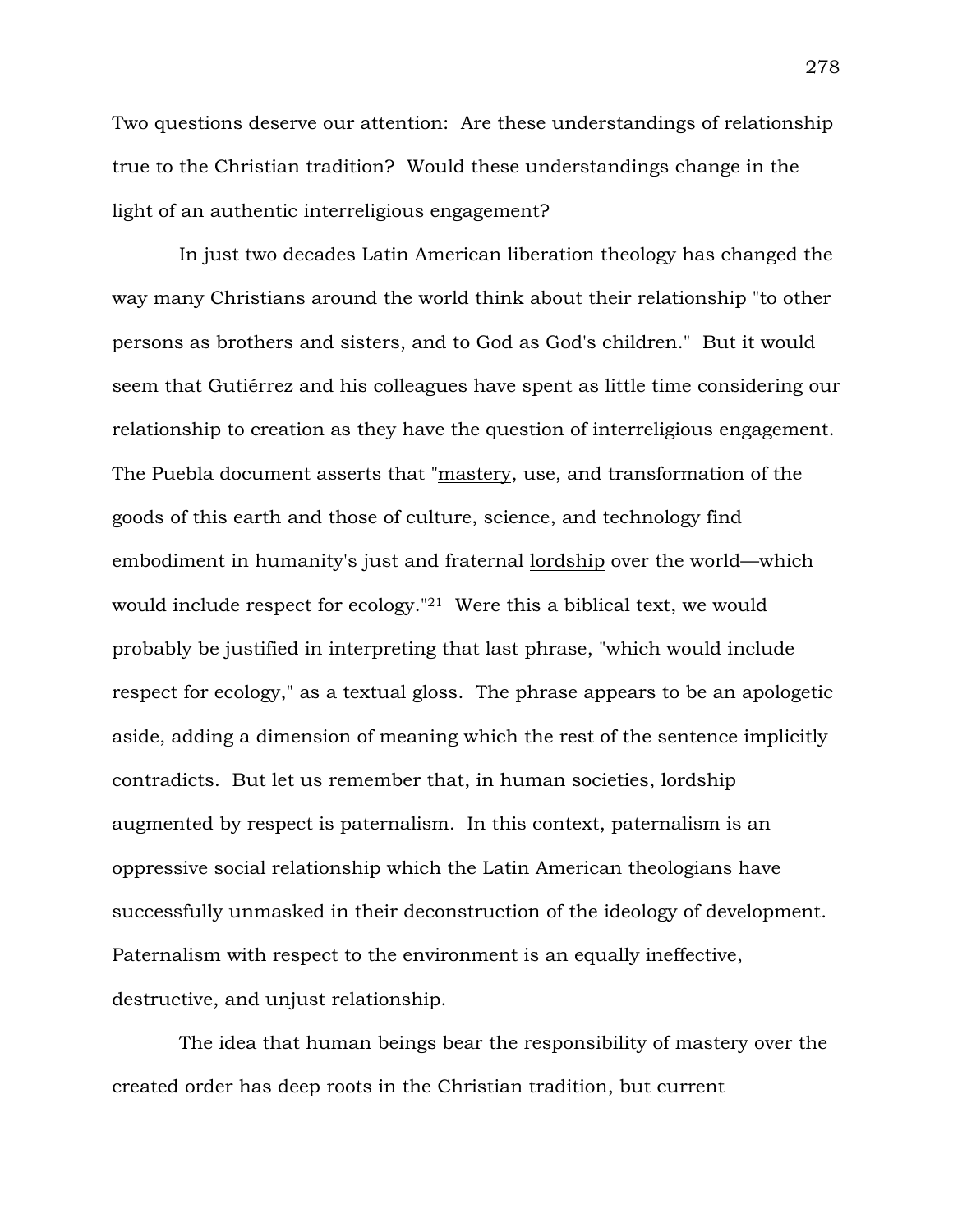Two questions deserve our attention: Are these understandings of relationship true to the Christian tradition? Would these understandings change in the light of an authentic interreligious engagement?

In just two decades Latin American liberation theology has changed the way many Christians around the world think about their relationship "to other persons as brothers and sisters, and to God as God's children." But it would seem that Gutiérrez and his colleagues have spent as little time considering our relationship to creation as they have the question of interreligious engagement. The Puebla document asserts that "mastery, use, and transformation of the goods of this earth and those of culture, science, and technology find embodiment in humanity's just and fraternal lordship over the world—which would include respect for ecology."[21] Were this a biblical text, we would probably be justified in interpreting that last phrase, "which would include respect for ecology," as a textual gloss. The phrase appears to be an apologetic aside, adding a dimension of meaning which the rest of the sentence implicitly contradicts. But let us remember that, in human societies, lordship augmented by respect is paternalism. In this context, paternalism is an oppressive social relationship which the Latin American theologians have successfully unmasked in their deconstruction of the ideology of development. Paternalism with respect to the environment is an equally ineffective, destructive, and unjust relationship.

The idea that human beings bear the responsibility of mastery over the created order has deep roots in the Christian tradition, but current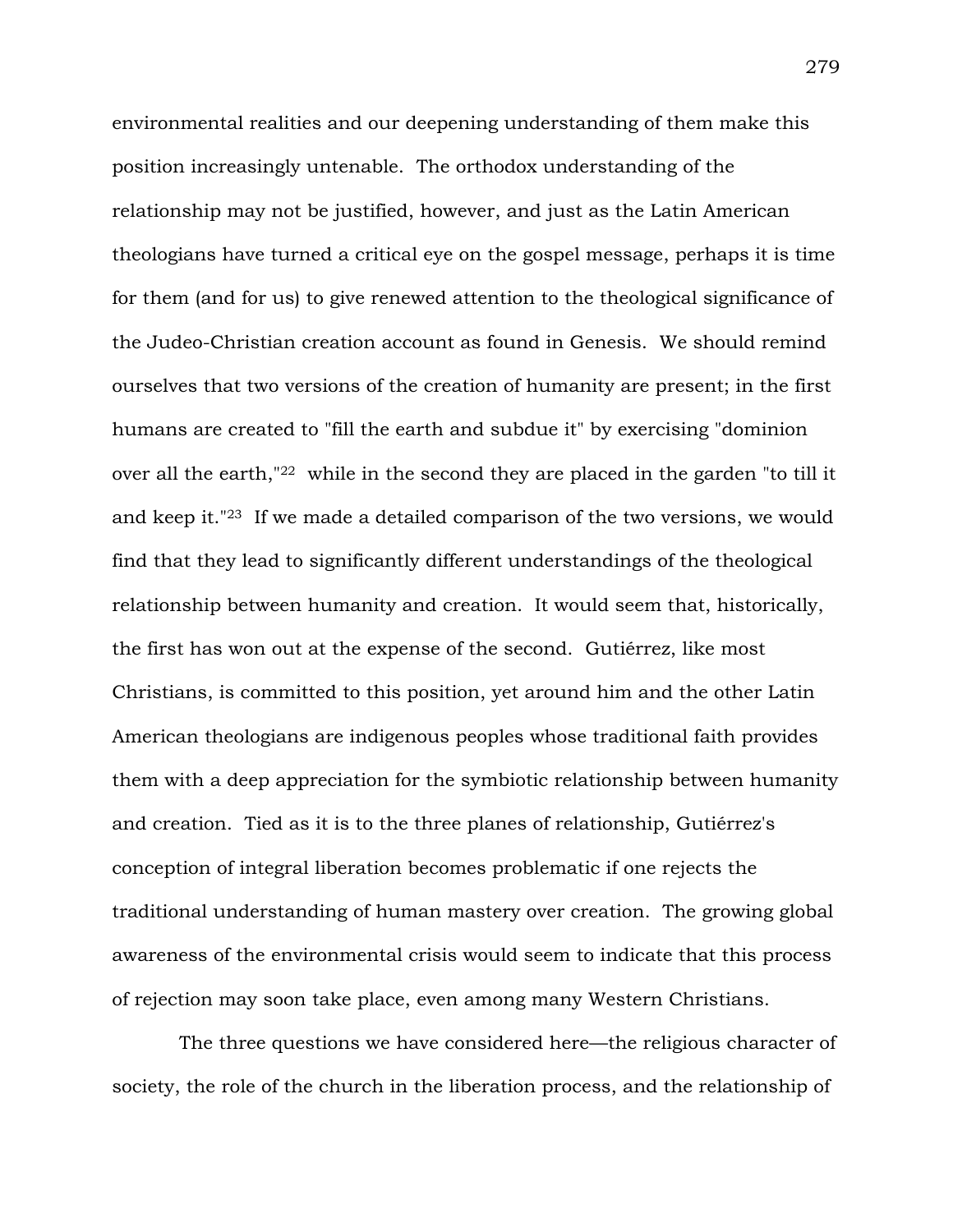environmental realities and our deepening understanding of them make this position increasingly untenable. The orthodox understanding of the relationship may not be justified, however, and just as the Latin American theologians have turned a critical eye on the gospel message, perhaps it is time for them (and for us) to give renewed attention to the theological significance of the Judeo-Christian creation account as found in Genesis. We should remind ourselves that two versions of the creation of humanity are present; in the first humans are created to "fill the earth and subdue it" by exercising "dominion over all the earth,"[22] while in the second they are placed in the garden "to till it and keep it."[23] If we made a detailed comparison of the two versions, we would find that they lead to significantly different understandings of the theological relationship between humanity and creation. It would seem that, historically, the first has won out at the expense of the second. Gutiérrez, like most Christians, is committed to this position, yet around him and the other Latin American theologians are indigenous peoples whose traditional faith provides them with a deep appreciation for the symbiotic relationship between humanity and creation. Tied as it is to the three planes of relationship, Gutiérrez's conception of integral liberation becomes problematic if one rejects the traditional understanding of human mastery over creation. The growing global awareness of the environmental crisis would seem to indicate that this process of rejection may soon take place, even among many Western Christians.

The three questions we have considered here—the religious character of society, the role of the church in the liberation process, and the relationship of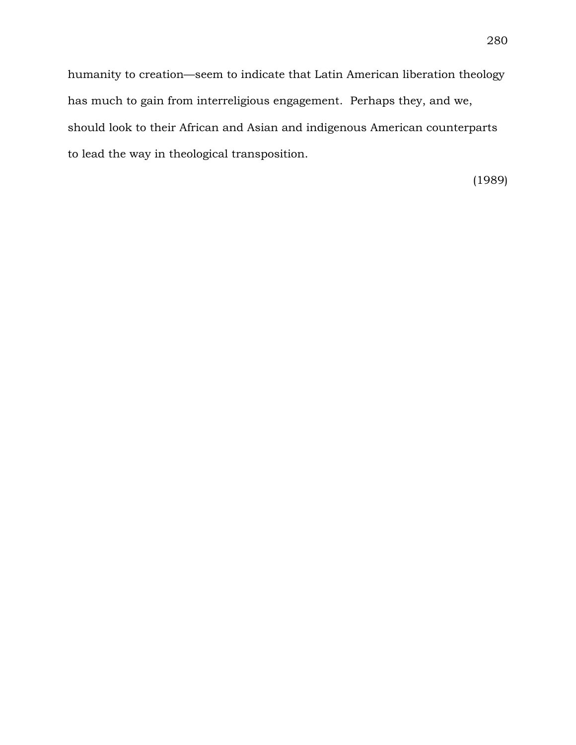humanity to creation—seem to indicate that Latin American liberation theology has much to gain from interreligious engagement. Perhaps they, and we, should look to their African and Asian and indigenous American counterparts to lead the way in theological transposition.

(1989)